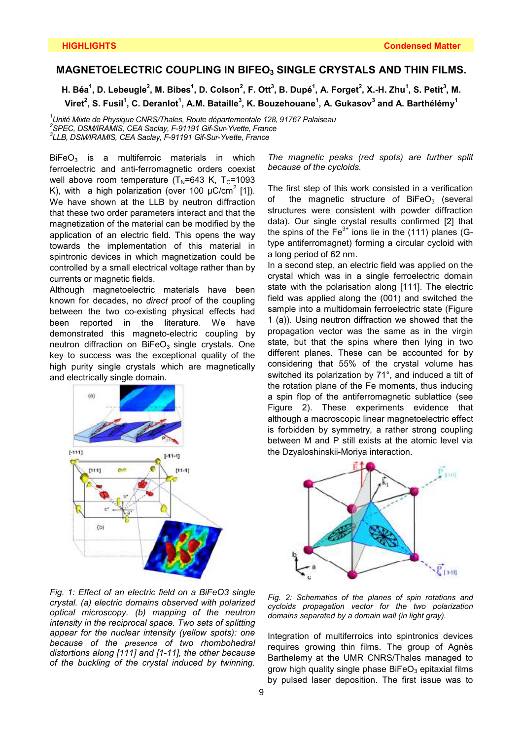# MAGNETOELECTRIC COUPLING IN $BiFeO_3$ SINGLE CRYSTALS AND THIN FILMS.

**H. Béa[1], D. Lebeugle[2], M. Bibes[1], D. Colson[2], F. Ott[3], B. Dupé[1], A. Forget[2], X.-H. Zhu[1], S. Petit[3], M. Viret[2], S. Fusil[1], C. Deranlot[1], A.M. Bataille[3], K. Bouzehouane[1], A. Gukasov[3] and A. Barthélémy[1]**

*[1]Unité Mixte de Physique CNRS/Thales, Route départementale 128, 91767 Palaiseau*
*[2]SPEC, DSM/IRAMIS, CEA Saclay, F-91191 Gif-Sur-Yvette, France*
*[3]LLB, DSM/IRAMIS, CEA Saclay, F-91191 Gif-Sur-Yvette, France*

$BiFeO_3$ is a multiferroic materials in which ferroelectric and anti-ferromagnetic orders coexist well above room temperature ($T_N$=643 K, $T_C$=1093 K), with a high polarization (over 100 $\mu C/cm^2$ [1]). We have shown at the LLB by neutron diffraction that these two order parameters interact and that the magnetization of the material can be modified by the application of an electric field. This opens the way towards the implementation of this material in spintronic devices in which magnetization could be controlled by a small electrical voltage rather than by currents or magnetic fields.

Although magnetoelectric materials have been known for decades, no *direct* proof of the coupling between the two co-existing physical effects had been reported in the literature. We have demonstrated this magneto-electric coupling by neutron diffraction on $BiFeO_3$ single crystals. One key to success was the exceptional quality of the high purity single crystals which are magnetically and electrically single domain.

*Fig. 1: Effect of an electric field on a BiFeO3 single crystal. (a) electric domains observed with polarized optical microscopy. (b) mapping of the neutron intensity in the reciprocal space. Two sets of splitting appear for the nuclear intensity (yellow spots): one because of the presence of two rhombohedral distortions along [111] and [1-11], the other because of the buckling of the crystal induced by twinning. The magnetic peaks (red spots) are further split because of the cycloids.*

The first step of this work consisted in a verification of the magnetic structure of $BiFeO_3$ (several structures were consistent with powder diffraction data). Our single crystal results confirmed [2] that the spins of the $Fe^{3+}$ ions lie in the (111) planes (G-type antiferromagnet) forming a circular cycloid with a long period of 62 nm.

In a second step, an electric field was applied on the crystal which was in a single ferroelectric domain state with the polarisation along [111]. The electric field was applied along the (001) and switched the sample into a multidomain ferroelectric state (Figure 1 (a)). Using neutron diffraction we showed that the propagation vector was the same as in the virgin state, but that the spins where then lying in two different planes. These can be accounted for by considering that 55% of the crystal volume has switched its polarization by 71°, and induced a tilt of the rotation plane of the Fe moments, thus inducing a spin flop of the antiferromagnetic sublattice (see Figure 2). These experiments evidence that although a macroscopic linear magnetoelectric effect is forbidden by symmetry, a rather strong coupling between M and P still exists at the atomic level via the Dzyaloshinskii-Moriya interaction.

*Fig. 2: Schematics of the planes of spin rotations and cycloids propagation vector for the two polarization domains separated by a domain wall (in light gray).*

Integration of multiferroics into spintronics devices requires growing thin films. The group of Agnès Barthelemy at the UMR CNRS/Thales managed to grow high quality single phase $BiFeO_3$ epitaxial films by pulsed laser deposition. The first issue was to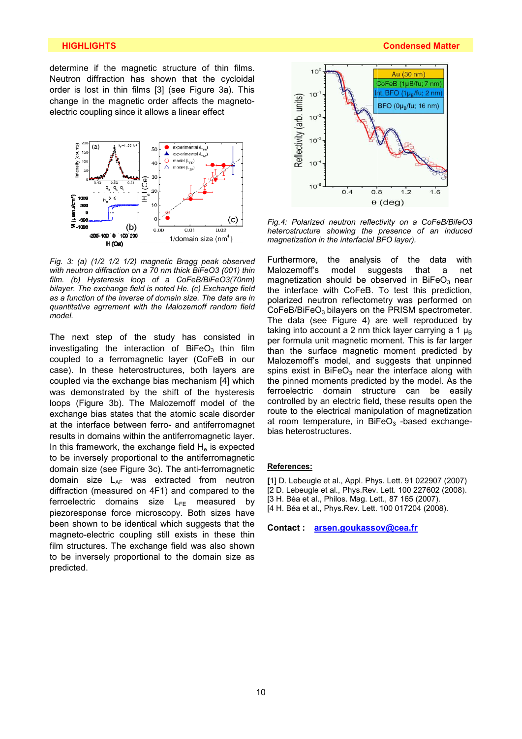determine if the magnetic structure of thin films. Neutron diffraction has shown that the cycloidal order is lost in thin films [3] (see Figure 3a). This change in the magnetic order affects the magneto-electric coupling since it allows a linear effect

*Fig. 3: (a) (1/2 1/2 1/2) magnetic Bragg peak observed with neutron diffraction on a 70 nm thick BiFeO3 (001) thin film. (b) Hysteresis loop of a CoFeB/BiFeO3(70nm) bilayer. The exchange field is noted He. (c) Exchange field as a function of the inverse of domain size. The data are in quantitative agrrement with the Malozemoff random field model.*

The next step of the study has consisted in investigating the interaction of $BiFeO_3$ thin film coupled to a ferromagnetic layer (CoFeB in our case). In these heterostructures, both layers are coupled via the exchange bias mechanism [4] which was demonstrated by the shift of the hysteresis loops (Figure 3b). The Malozemoff model of the exchange bias states that the atomic scale disorder at the interface between ferro- and antiferromagnet results in domains within the antiferromagnetic layer. In this framework, the exchange field $H_e$ is expected to be inversely proportional to the antiferromagnetic domain size (see Figure 3c). The anti-ferromagnetic domain size $L_{AF}$ was extracted from neutron diffraction (measured on 4F1) and compared to the ferroelectric domains size $L_{FE}$ measured by piezoresponse force microscopy. Both sizes have been shown to be identical which suggests that the magneto-electric coupling still exists in these thin film structures. The exchange field was also shown to be inversely proportional to the domain size as predicted.

*Fig.4: Polarized neutron reflectivity on a CoFeB/BifeO3 heterostructure showing the presence of an induced magnetization in the interfacial BFO layer).*

Furthermore, the analysis of the data with Malozemoff's model suggests that a net magnetization should be observed in $BiFeO_3$ near the interface with CoFeB. To test this prediction, polarized neutron reflectometry was performed on CoFeB/$BiFeO_3$ bilayers on the PRISM spectrometer. The data (see Figure 4) are very well reproduced by taking into account a 2 nm thick layer carrying a 1 $\mu_B$ per formula unit magnetic moment. This is far larger than the surface magnetic moment predicted by Malozemoff's model, and suggests that unpinned spins exist in $BiFeO_3$ near the interface along with the pinned moments predicted by the model. As the ferroelectric domain structure can be easily controlled by an electric field, these results open the route to the electrical manipulation of magnetization at room temperature, in $BiFeO_3$ -based exchange-bias heterostructures.

**References:**

[1] D. Lebeugle et al., Appl. Phys. Lett. 91 022907 (2007)
[2 D. Lebeugle et al., Phys.Rev. Lett. 100 227602 (2008).
[3 H. Béa et al., Philos. Mag. Lett., 87 165 (2007).
[4 H. Béa et al., Phys.Rev. Lett. 100 017204 (2008).

**Contact :** arsen.goukassov@cea.fr